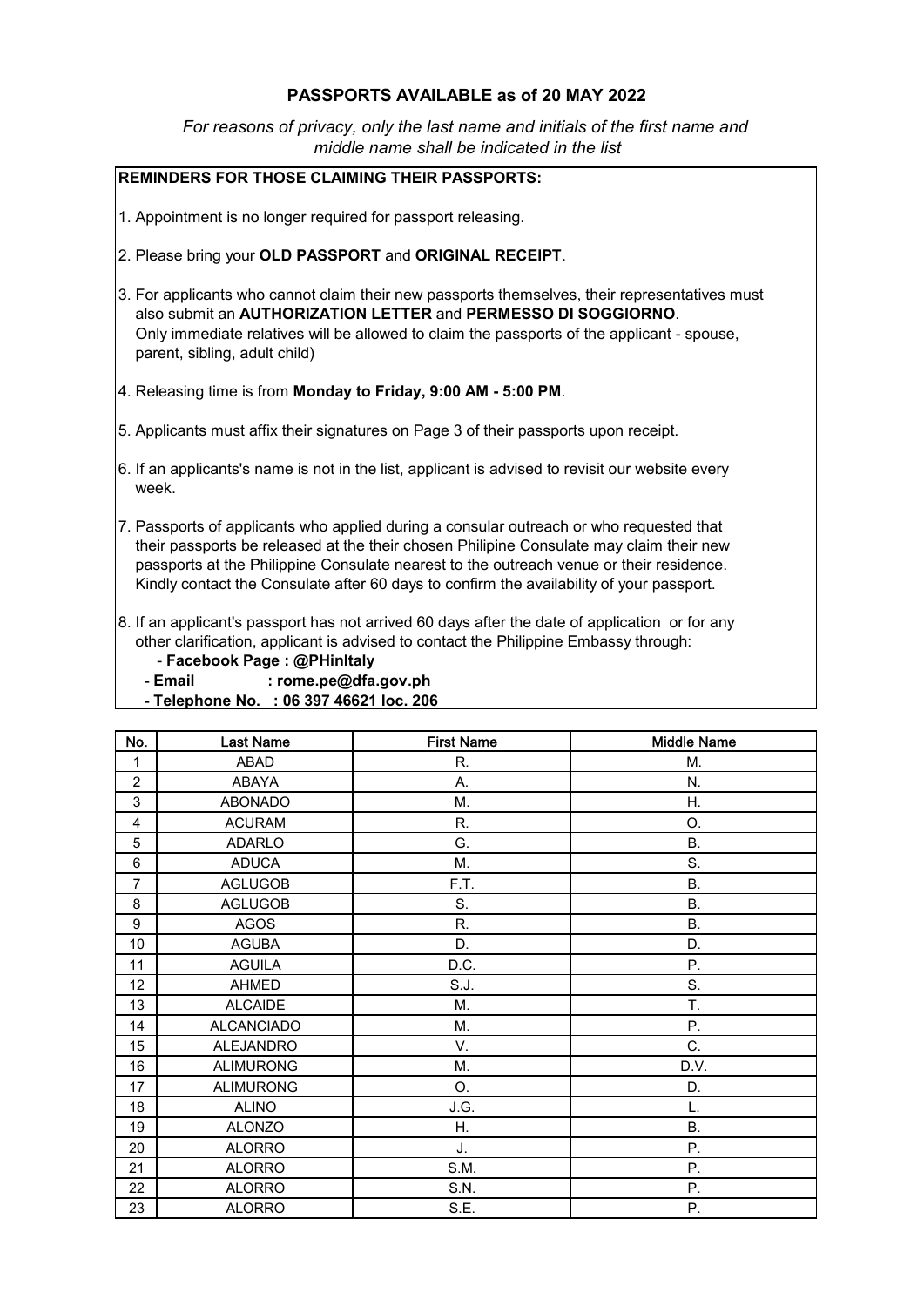# PASSPORTS AVAILABLE as of 20 MAY 2022

*For reasons of privacy, only the last name and initials of the first name and middle name shall be indicated in the list*

**REMINDERS FOR THOSE CLAIMING THEIR PASSPORTS:**

1. Appointment is no longer required for passport releasing.

2. Please bring your **OLD PASSPORT** and **ORIGINAL RECEIPT**.

3. For applicants who cannot claim their new passports themselves, their representatives must also submit an **AUTHORIZATION LETTER** and **PERMESSO DI SOGGIORNO**. Only immediate relatives will be allowed to claim the passports of the applicant - spouse, parent, sibling, adult child)

4. Releasing time is from **Monday to Friday, 9:00 AM - 5:00 PM**.

5. Applicants must affix their signatures on Page 3 of their passports upon receipt.

6. If an applicants's name is not in the list, applicant is advised to revisit our website every week.

7. Passports of applicants who applied during a consular outreach or who requested that their passports be released at the their chosen Philipine Consulate may claim their new passports at the Philippine Consulate nearest to the outreach venue or their residence. Kindly contact the Consulate after 60 days to confirm the availability of your passport.

8. If an applicant's passport has not arrived 60 days after the date of application or for any other clarification, applicant is advised to contact the Philippine Embassy through:
   - **Facebook Page : @PHinItaly**
   - **Email : rome.pe@dfa.gov.ph**
   - **Telephone No. : 06 397 46621 loc. 206**

| No. | Last Name | First Name | Middle Name |
|---|---|---|---|
| 1 | ABAD | R. | M. |
| 2 | ABAYA | A. | N. |
| 3 | ABONADO | M. | H. |
| 4 | ACURAM | R. | O. |
| 5 | ADARLO | G. | B. |
| 6 | ADUCA | M. | S. |
| 7 | AGLUGOB | F.T. | B. |
| 8 | AGLUGOB | S. | B. |
| 9 | AGOS | R. | B. |
| 10 | AGUBA | D. | D. |
| 11 | AGUILA | D.C. | P. |
| 12 | AHMED | S.J. | S. |
| 13 | ALCAIDE | M. | T. |
| 14 | ALCANCIADO | M. | P. |
| 15 | ALEJANDRO | V. | C. |
| 16 | ALIMURONG | M. | D.V. |
| 17 | ALIMURONG | O. | D. |
| 18 | ALINO | J.G. | L. |
| 19 | ALONZO | H. | B. |
| 20 | ALORRO | J. | P. |
| 21 | ALORRO | S.M. | P. |
| 22 | ALORRO | S.N. | P. |
| 23 | ALORRO | S.E. | P. |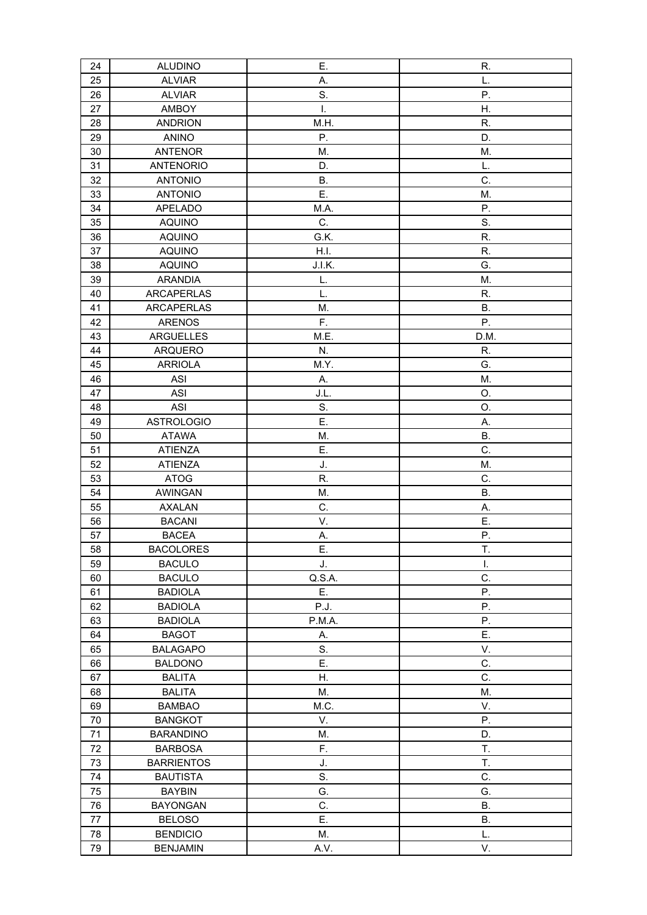| | | | |
|---|---|---|---|
| 24 | ALUDINO | E. | R. |
| 25 | ALVIAR | A. | L. |
| 26 | ALVIAR | S. | P. |
| 27 | AMBOY | I. | H. |
| 28 | ANDRION | M.H. | R. |
| 29 | ANINO | P. | D. |
| 30 | ANTENOR | M. | M. |
| 31 | ANTENORIO | D. | L. |
| 32 | ANTONIO | B. | C. |
| 33 | ANTONIO | E. | M. |
| 34 | APELADO | M.A. | P. |
| 35 | AQUINO | C. | S. |
| 36 | AQUINO | G.K. | R. |
| 37 | AQUINO | H.I. | R. |
| 38 | AQUINO | J.I.K. | G. |
| 39 | ARANDIA | L. | M. |
| 40 | ARCAPERLAS | L. | R. |
| 41 | ARCAPERLAS | M. | B. |
| 42 | ARENOS | F. | P. |
| 43 | ARGUELLES | M.E. | D.M. |
| 44 | ARQUERO | N. | R. |
| 45 | ARRIOLA | M.Y. | G. |
| 46 | ASI | A. | M. |
| 47 | ASI | J.L. | O. |
| 48 | ASI | S. | O. |
| 49 | ASTROLOGIO | E. | A. |
| 50 | ATAWA | M. | B. |
| 51 | ATIENZA | E. | C. |
| 52 | ATIENZA | J. | M. |
| 53 | ATOG | R. | C. |
| 54 | AWINGAN | M. | B. |
| 55 | AXALAN | C. | A. |
| 56 | BACANI | V. | E. |
| 57 | BACEA | A. | P. |
| 58 | BACOLORES | E. | T. |
| 59 | BACULO | J. | I. |
| 60 | BACULO | Q.S.A. | C. |
| 61 | BADIOLA | E. | P. |
| 62 | BADIOLA | P.J. | P. |
| 63 | BADIOLA | P.M.A. | P. |
| 64 | BAGOT | A. | E. |
| 65 | BALAGAPO | S. | V. |
| 66 | BALDONO | E. | C. |
| 67 | BALITA | H. | C. |
| 68 | BALITA | M. | M. |
| 69 | BAMBAO | M.C. | V. |
| 70 | BANGKOT | V. | P. |
| 71 | BARANDINO | M. | D. |
| 72 | BARBOSA | F. | T. |
| 73 | BARRIENTOS | J. | T. |
| 74 | BAUTISTA | S. | C. |
| 75 | BAYBIN | G. | G. |
| 76 | BAYONGAN | C. | B. |
| 77 | BELOSO | E. | B. |
| 78 | BENDICIO | M. | L. |
| 79 | BENJAMIN | A.V. | V. |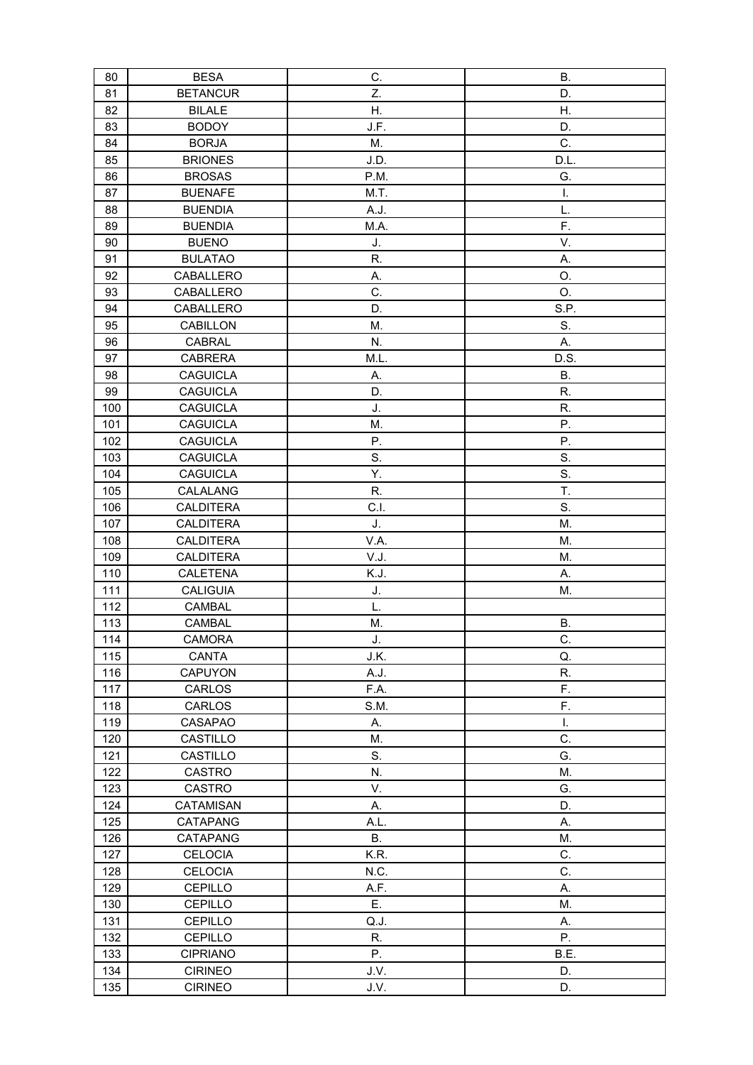| 80 | BESA | C. | B. |
|---|---|---|---|
| 81 | BETANCUR | Z. | D. |
| 82 | BILALE | H. | H. |
| 83 | BODOY | J.F. | D. |
| 84 | BORJA | M. | C. |
| 85 | BRIONES | J.D. | D.L. |
| 86 | BROSAS | P.M. | G. |
| 87 | BUENAFE | M.T. | I. |
| 88 | BUENDIA | A.J. | L. |
| 89 | BUENDIA | M.A. | F. |
| 90 | BUENO | J. | V. |
| 91 | BULATAO | R. | A. |
| 92 | CABALLERO | A. | O. |
| 93 | CABALLERO | C. | O. |
| 94 | CABALLERO | D. | S.P. |
| 95 | CABILLON | M. | S. |
| 96 | CABRAL | N. | A. |
| 97 | CABRERA | M.L. | D.S. |
| 98 | CAGUICLA | A. | B. |
| 99 | CAGUICLA | D. | R. |
| 100 | CAGUICLA | J. | R. |
| 101 | CAGUICLA | M. | P. |
| 102 | CAGUICLA | P. | P. |
| 103 | CAGUICLA | S. | S. |
| 104 | CAGUICLA | Y. | S. |
| 105 | CALALANG | R. | T. |
| 106 | CALDITERA | C.I. | S. |
| 107 | CALDITERA | J. | M. |
| 108 | CALDITERA | V.A. | M. |
| 109 | CALDITERA | V.J. | M. |
| 110 | CALETENA | K.J. | A. |
| 111 | CALIGUIA | J. | M. |
| 112 | CAMBAL | L. | |
| 113 | CAMBAL | M. | B. |
| 114 | CAMORA | J. | C. |
| 115 | CANTA | J.K. | Q. |
| 116 | CAPUYON | A.J. | R. |
| 117 | CARLOS | F.A. | F. |
| 118 | CARLOS | S.M. | F. |
| 119 | CASAPAO | A. | I. |
| 120 | CASTILLO | M. | C. |
| 121 | CASTILLO | S. | G. |
| 122 | CASTRO | N. | M. |
| 123 | CASTRO | V. | G. |
| 124 | CATAMISAN | A. | D. |
| 125 | CATAPANG | A.L. | A. |
| 126 | CATAPANG | B. | M. |
| 127 | CELOCIA | K.R. | C. |
| 128 | CELOCIA | N.C. | C. |
| 129 | CEPILLO | A.F. | A. |
| 130 | CEPILLO | E. | M. |
| 131 | CEPILLO | Q.J. | A. |
| 132 | CEPILLO | R. | P. |
| 133 | CIPRIANO | P. | B.E. |
| 134 | CIRINEO | J.V. | D. |
| 135 | CIRINEO | J.V. | D. |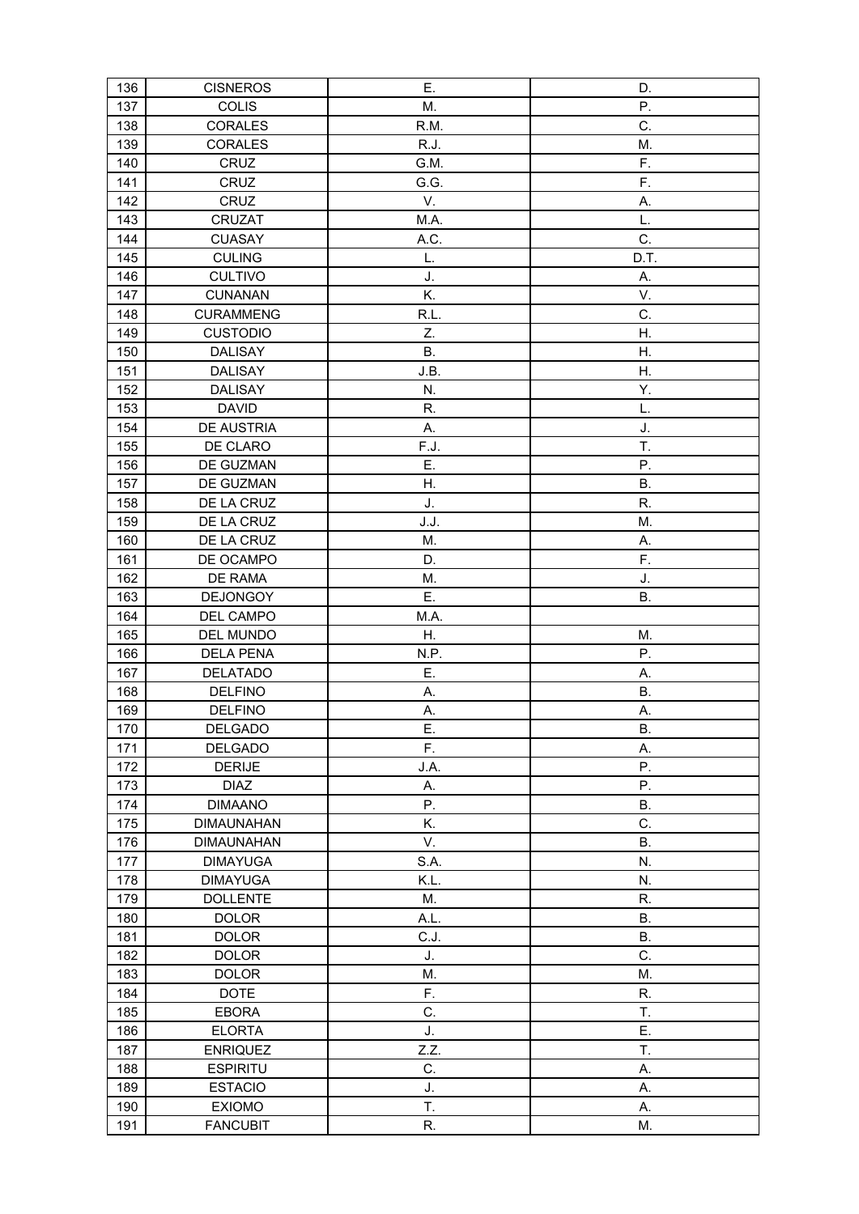| 136 | CISNEROS | E. | D. |
|---|---|---|---|
| 137 | COLIS | M. | P. |
| 138 | CORALES | R.M. | C. |
| 139 | CORALES | R.J. | M. |
| 140 | CRUZ | G.M. | F. |
| 141 | CRUZ | G.G. | F. |
| 142 | CRUZ | V. | A. |
| 143 | CRUZAT | M.A. | L. |
| 144 | CUASAY | A.C. | C. |
| 145 | CULING | L. | D.T. |
| 146 | CULTIVO | J. | A. |
| 147 | CUNANAN | K. | V. |
| 148 | CURAMMENG | R.L. | C. |
| 149 | CUSTODIO | Z. | H. |
| 150 | DALISAY | B. | H. |
| 151 | DALISAY | J.B. | H. |
| 152 | DALISAY | N. | Y. |
| 153 | DAVID | R. | L. |
| 154 | DE AUSTRIA | A. | J. |
| 155 | DE CLARO | F.J. | T. |
| 156 | DE GUZMAN | E. | P. |
| 157 | DE GUZMAN | H. | B. |
| 158 | DE LA CRUZ | J. | R. |
| 159 | DE LA CRUZ | J.J. | M. |
| 160 | DE LA CRUZ | M. | A. |
| 161 | DE OCAMPO | D. | F. |
| 162 | DE RAMA | M. | J. |
| 163 | DEJONGOY | E. | B. |
| 164 | DEL CAMPO | M.A. | |
| 165 | DEL MUNDO | H. | M. |
| 166 | DELA PENA | N.P. | P. |
| 167 | DELATADO | E. | A. |
| 168 | DELFINO | A. | B. |
| 169 | DELFINO | A. | A. |
| 170 | DELGADO | E. | B. |
| 171 | DELGADO | F. | A. |
| 172 | DERIJE | J.A. | P. |
| 173 | DIAZ | A. | P. |
| 174 | DIMAANO | P. | B. |
| 175 | DIMAUNAHAN | K. | C. |
| 176 | DIMAUNAHAN | V. | B. |
| 177 | DIMAYUGA | S.A. | N. |
| 178 | DIMAYUGA | K.L. | N. |
| 179 | DOLLENTE | M. | R. |
| 180 | DOLOR | A.L. | B. |
| 181 | DOLOR | C.J. | B. |
| 182 | DOLOR | J. | C. |
| 183 | DOLOR | M. | M. |
| 184 | DOTE | F. | R. |
| 185 | EBORA | C. | T. |
| 186 | ELORTA | J. | E. |
| 187 | ENRIQUEZ | Z.Z. | T. |
| 188 | ESPIRITU | C. | A. |
| 189 | ESTACIO | J. | A. |
| 190 | EXIOMO | T. | A. |
| 191 | FANCUBIT | R. | M. |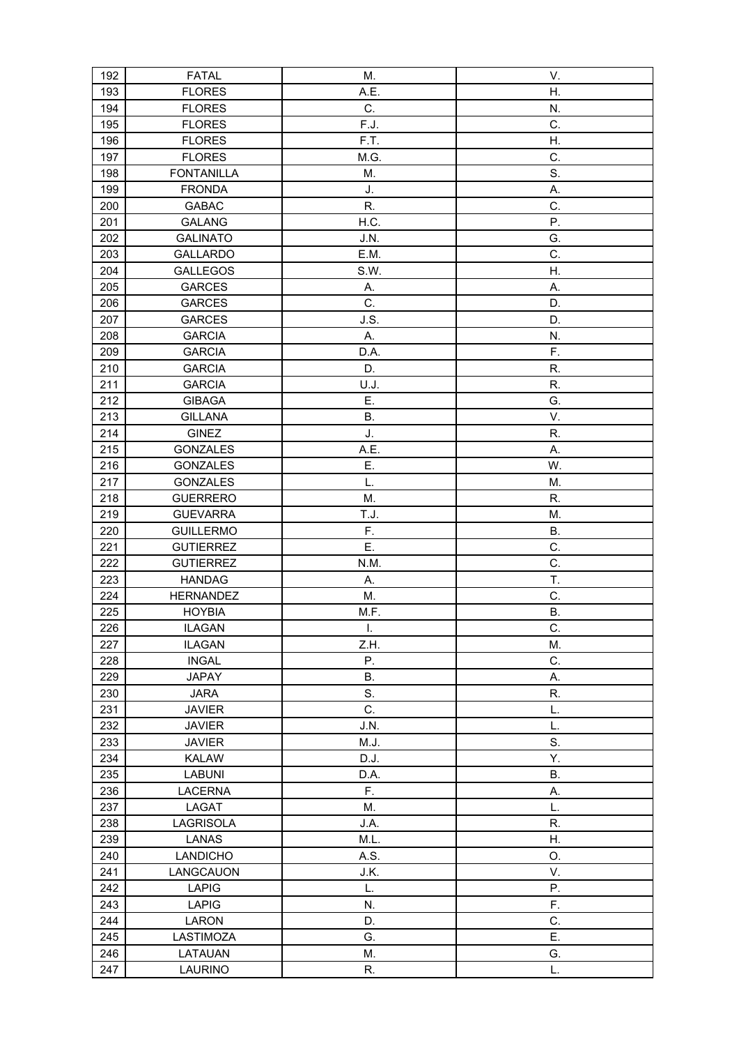| 192 | FATAL | M. | V. |
|---|---|---|---|
| 193 | FLORES | A.E. | H. |
| 194 | FLORES | C. | N. |
| 195 | FLORES | F.J. | C. |
| 196 | FLORES | F.T. | H. |
| 197 | FLORES | M.G. | C. |
| 198 | FONTANILLA | M. | S. |
| 199 | FRONDA | J. | A. |
| 200 | GABAC | R. | C. |
| 201 | GALANG | H.C. | P. |
| 202 | GALINATO | J.N. | G. |
| 203 | GALLARDO | E.M. | C. |
| 204 | GALLEGOS | S.W. | H. |
| 205 | GARCES | A. | A. |
| 206 | GARCES | C. | D. |
| 207 | GARCES | J.S. | D. |
| 208 | GARCIA | A. | N. |
| 209 | GARCIA | D.A. | F. |
| 210 | GARCIA | D. | R. |
| 211 | GARCIA | U.J. | R. |
| 212 | GIBAGA | E. | G. |
| 213 | GILLANA | B. | V. |
| 214 | GINEZ | J. | R. |
| 215 | GONZALES | A.E. | A. |
| 216 | GONZALES | E. | W. |
| 217 | GONZALES | L. | M. |
| 218 | GUERRERO | M. | R. |
| 219 | GUEVARRA | T.J. | M. |
| 220 | GUILLERMO | F. | B. |
| 221 | GUTIERREZ | E. | C. |
| 222 | GUTIERREZ | N.M. | C. |
| 223 | HANDAG | A. | T. |
| 224 | HERNANDEZ | M. | C. |
| 225 | HOYBIA | M.F. | B. |
| 226 | ILAGAN | I. | C. |
| 227 | ILAGAN | Z.H. | M. |
| 228 | INGAL | P. | C. |
| 229 | JAPAY | B. | A. |
| 230 | JARA | S. | R. |
| 231 | JAVIER | C. | L. |
| 232 | JAVIER | J.N. | L. |
| 233 | JAVIER | M.J. | S. |
| 234 | KALAW | D.J. | Y. |
| 235 | LABUNI | D.A. | B. |
| 236 | LACERNA | F. | A. |
| 237 | LAGAT | M. | L. |
| 238 | LAGRISOLA | J.A. | R. |
| 239 | LANAS | M.L. | H. |
| 240 | LANDICHO | A.S. | O. |
| 241 | LANGCAUON | J.K. | V. |
| 242 | LAPIG | L. | P. |
| 243 | LAPIG | N. | F. |
| 244 | LARON | D. | C. |
| 245 | LASTIMOZA | G. | E. |
| 246 | LATAUAN | M. | G. |
| 247 | LAURINO | R. | L. |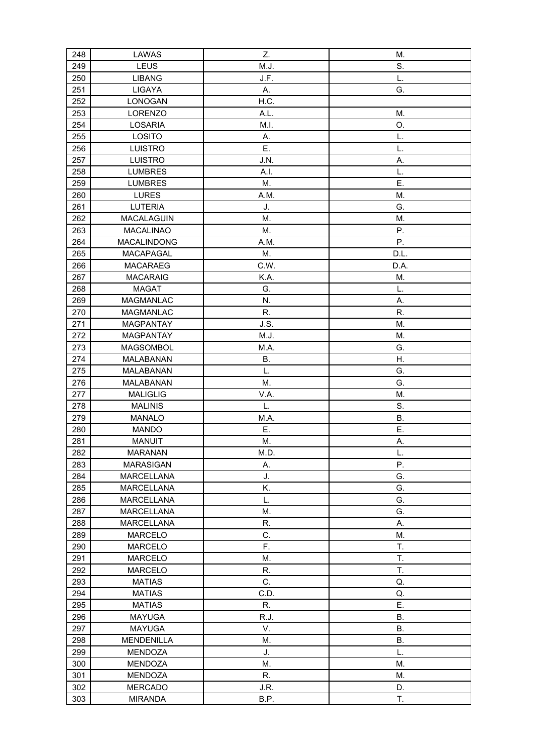| 248 | LAWAS | Z. | M. |
|---|---|---|---|
| 249 | LEUS | M.J. | S. |
| 250 | LIBANG | J.F. | L. |
| 251 | LIGAYA | A. | G. |
| 252 | LONOGAN | H.C. | |
| 253 | LORENZO | A.L. | M. |
| 254 | LOSARIA | M.I. | O. |
| 255 | LOSITO | A. | L. |
| 256 | LUISTRO | E. | L. |
| 257 | LUISTRO | J.N. | A. |
| 258 | LUMBRES | A.I. | L. |
| 259 | LUMBRES | M. | E. |
| 260 | LURES | A.M. | M. |
| 261 | LUTERIA | J. | G. |
| 262 | MACALAGUIN | M. | M. |
| 263 | MACALINAO | M. | P. |
| 264 | MACALINDONG | A.M. | P. |
| 265 | MACAPAGAL | M. | D.L. |
| 266 | MACARAEG | C.W. | D.A. |
| 267 | MACARAIG | K.A. | M. |
| 268 | MAGAT | G. | L. |
| 269 | MAGMANLAC | N. | A. |
| 270 | MAGMANLAC | R. | R. |
| 271 | MAGPANTAY | J.S. | M. |
| 272 | MAGPANTAY | M.J. | M. |
| 273 | MAGSOMBOL | M.A. | G. |
| 274 | MALABANAN | B. | H. |
| 275 | MALABANAN | L. | G. |
| 276 | MALABANAN | M. | G. |
| 277 | MALIGLIG | V.A. | M. |
| 278 | MALINIS | L. | S. |
| 279 | MANALO | M.A. | B. |
| 280 | MANDO | E. | E. |
| 281 | MANUIT | M. | A. |
| 282 | MARANAN | M.D. | L. |
| 283 | MARASIGAN | A. | P. |
| 284 | MARCELLANA | J. | G. |
| 285 | MARCELLANA | K. | G. |
| 286 | MARCELLANA | L. | G. |
| 287 | MARCELLANA | M. | G. |
| 288 | MARCELLANA | R. | A. |
| 289 | MARCELO | C. | M. |
| 290 | MARCELO | F. | T. |
| 291 | MARCELO | M. | T. |
| 292 | MARCELO | R. | T. |
| 293 | MATIAS | C. | Q. |
| 294 | MATIAS | C.D. | Q. |
| 295 | MATIAS | R. | E. |
| 296 | MAYUGA | R.J. | B. |
| 297 | MAYUGA | V. | B. |
| 298 | MENDENILLA | M. | B. |
| 299 | MENDOZA | J. | L. |
| 300 | MENDOZA | M. | M. |
| 301 | MENDOZA | R. | M. |
| 302 | MERCADO | J.R. | D. |
| 303 | MIRANDA | B.P. | T. |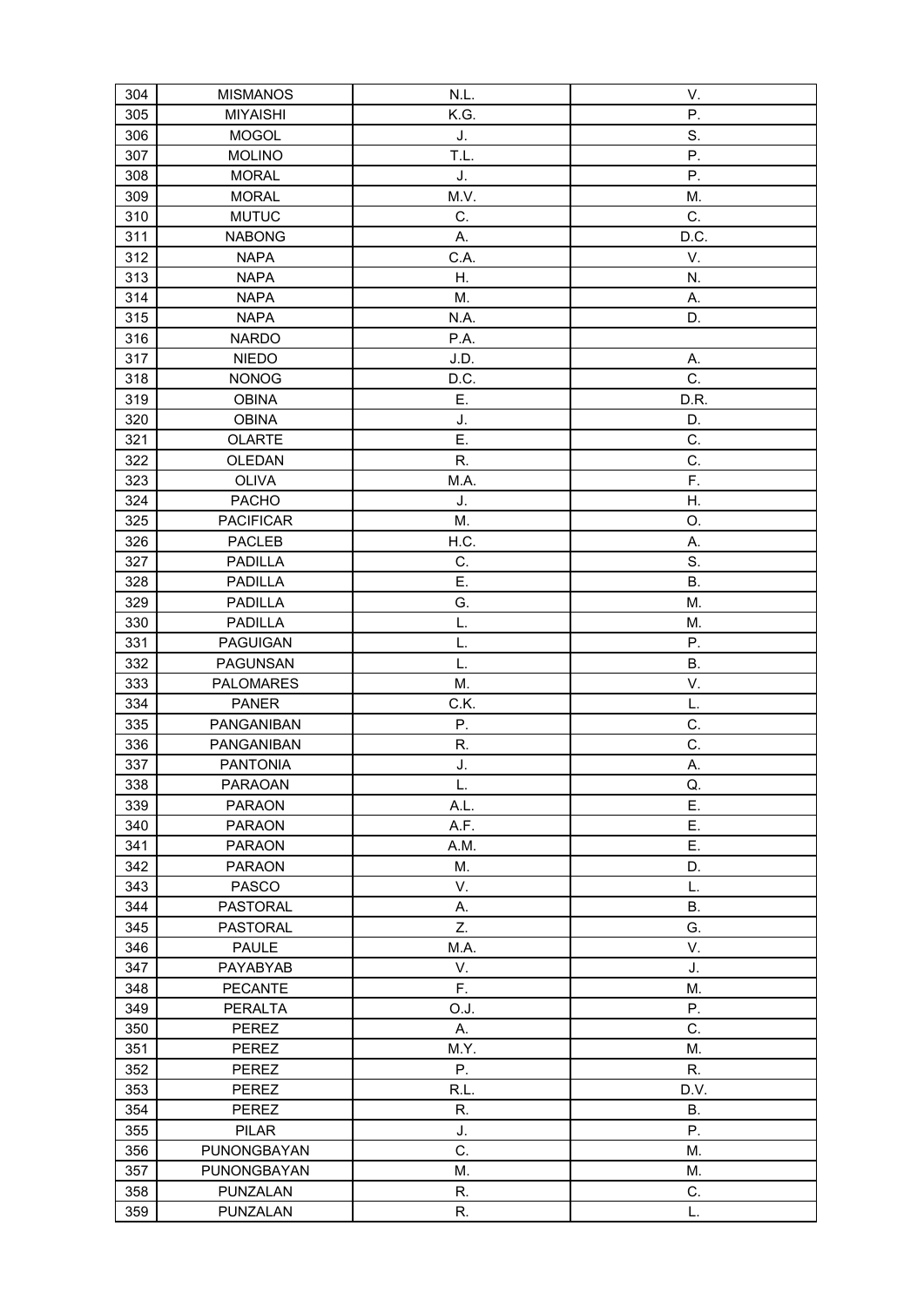| 304 | MISMANOS | N.L. | V. |
|---|---|---|---|
| 305 | MIYAISHI | K.G. | P. |
| 306 | MOGOL | J. | S. |
| 307 | MOLINO | T.L. | P. |
| 308 | MORAL | J. | P. |
| 309 | MORAL | M.V. | M. |
| 310 | MUTUC | C. | C. |
| 311 | NABONG | A. | D.C. |
| 312 | NAPA | C.A. | V. |
| 313 | NAPA | H. | N. |
| 314 | NAPA | M. | A. |
| 315 | NAPA | N.A. | D. |
| 316 | NARDO | P.A. | |
| 317 | NIEDO | J.D. | A. |
| 318 | NONOG | D.C. | C. |
| 319 | OBINA | E. | D.R. |
| 320 | OBINA | J. | D. |
| 321 | OLARTE | E. | C. |
| 322 | OLEDAN | R. | C. |
| 323 | OLIVA | M.A. | F. |
| 324 | PACHO | J. | H. |
| 325 | PACIFICAR | M. | O. |
| 326 | PACLEB | H.C. | A. |
| 327 | PADILLA | C. | S. |
| 328 | PADILLA | E. | B. |
| 329 | PADILLA | G. | M. |
| 330 | PADILLA | L. | M. |
| 331 | PAGUIGAN | L. | P. |
| 332 | PAGUNSAN | L. | B. |
| 333 | PALOMARES | M. | V. |
| 334 | PANER | C.K. | L. |
| 335 | PANGANIBAN | P. | C. |
| 336 | PANGANIBAN | R. | C. |
| 337 | PANTONIA | J. | A. |
| 338 | PARAOAN | L. | Q. |
| 339 | PARAON | A.L. | E. |
| 340 | PARAON | A.F. | E. |
| 341 | PARAON | A.M. | E. |
| 342 | PARAON | M. | D. |
| 343 | PASCO | V. | L. |
| 344 | PASTORAL | A. | B. |
| 345 | PASTORAL | Z. | G. |
| 346 | PAULE | M.A. | V. |
| 347 | PAYABYAB | V. | J. |
| 348 | PECANTE | F. | M. |
| 349 | PERALTA | O.J. | P. |
| 350 | PEREZ | A. | C. |
| 351 | PEREZ | M.Y. | M. |
| 352 | PEREZ | P. | R. |
| 353 | PEREZ | R.L. | D.V. |
| 354 | PEREZ | R. | B. |
| 355 | PILAR | J. | P. |
| 356 | PUNONGBAYAN | C. | M. |
| 357 | PUNONGBAYAN | M. | M. |
| 358 | PUNZALAN | R. | C. |
| 359 | PUNZALAN | R. | L. |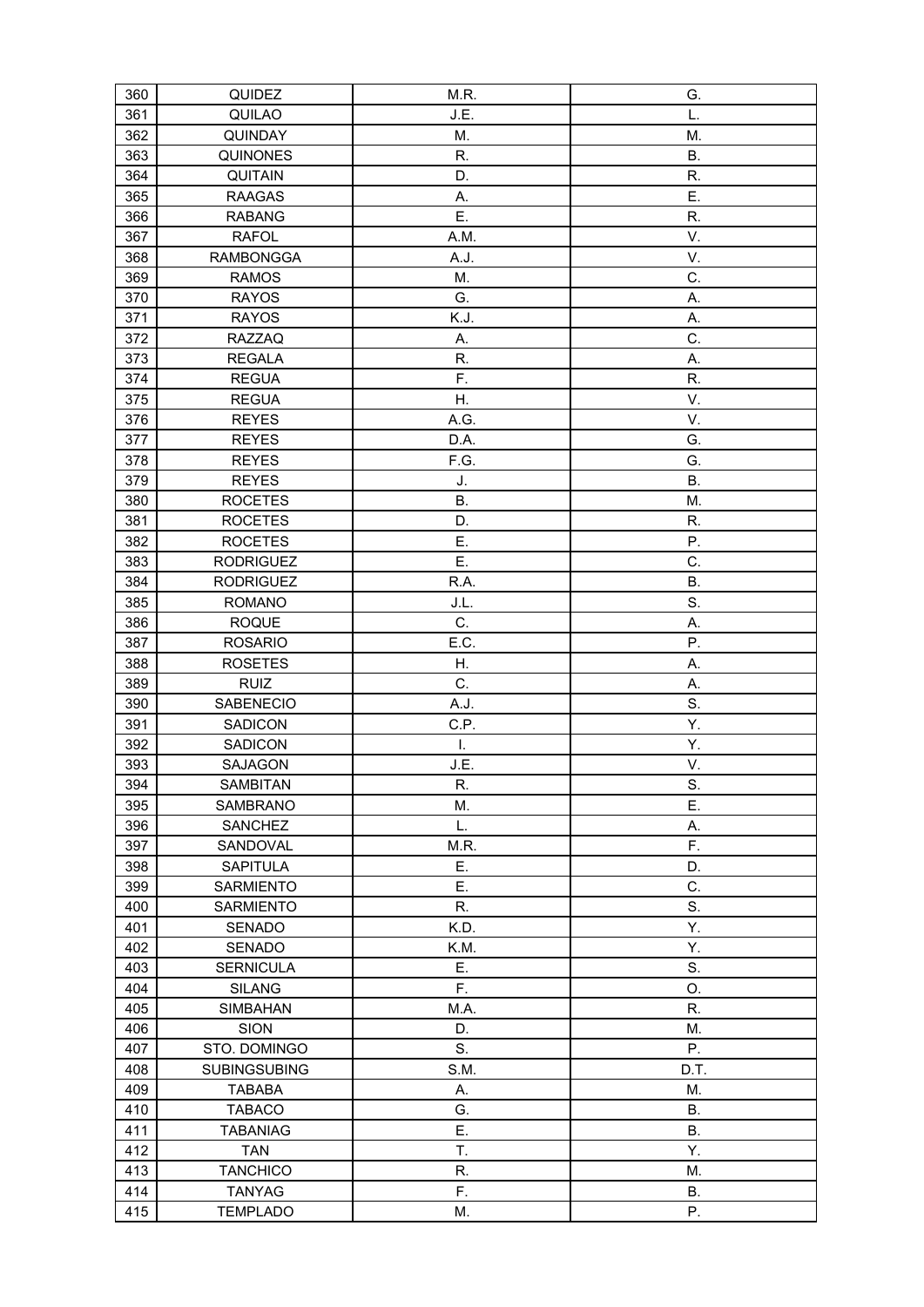| 360 | QUIDEZ | M.R. | G. |
|---|---|---|---|
| 361 | QUILAO | J.E. | L. |
| 362 | QUINDAY | M. | M. |
| 363 | QUINONES | R. | B. |
| 364 | QUITAIN | D. | R. |
| 365 | RAAGAS | A. | E. |
| 366 | RABANG | E. | R. |
| 367 | RAFOL | A.M. | V. |
| 368 | RAMBONGGA | A.J. | V. |
| 369 | RAMOS | M. | C. |
| 370 | RAYOS | G. | A. |
| 371 | RAYOS | K.J. | A. |
| 372 | RAZZAQ | A. | C. |
| 373 | REGALA | R. | A. |
| 374 | REGUA | F. | R. |
| 375 | REGUA | H. | V. |
| 376 | REYES | A.G. | V. |
| 377 | REYES | D.A. | G. |
| 378 | REYES | F.G. | G. |
| 379 | REYES | J. | B. |
| 380 | ROCETES | B. | M. |
| 381 | ROCETES | D. | R. |
| 382 | ROCETES | E. | P. |
| 383 | RODRIGUEZ | E. | C. |
| 384 | RODRIGUEZ | R.A. | B. |
| 385 | ROMANO | J.L. | S. |
| 386 | ROQUE | C. | A. |
| 387 | ROSARIO | E.C. | P. |
| 388 | ROSETES | H. | A. |
| 389 | RUIZ | C. | A. |
| 390 | SABENECIO | A.J. | S. |
| 391 | SADICON | C.P. | Y. |
| 392 | SADICON | I. | Y. |
| 393 | SAJAGON | J.E. | V. |
| 394 | SAMBITAN | R. | S. |
| 395 | SAMBRANO | M. | E. |
| 396 | SANCHEZ | L. | A. |
| 397 | SANDOVAL | M.R. | F. |
| 398 | SAPITULA | E. | D. |
| 399 | SARMIENTO | E. | C. |
| 400 | SARMIENTO | R. | S. |
| 401 | SENADO | K.D. | Y. |
| 402 | SENADO | K.M. | Y. |
| 403 | SERNICULA | E. | S. |
| 404 | SILANG | F. | O. |
| 405 | SIMBAHAN | M.A. | R. |
| 406 | SION | D. | M. |
| 407 | STO. DOMINGO | S. | P. |
| 408 | SUBINGSUBING | S.M. | D.T. |
| 409 | TABABA | A. | M. |
| 410 | TABACO | G. | B. |
| 411 | TABANIAG | E. | B. |
| 412 | TAN | T. | Y. |
| 413 | TANCHICO | R. | M. |
| 414 | TANYAG | F. | B. |
| 415 | TEMPLADO | M. | P. |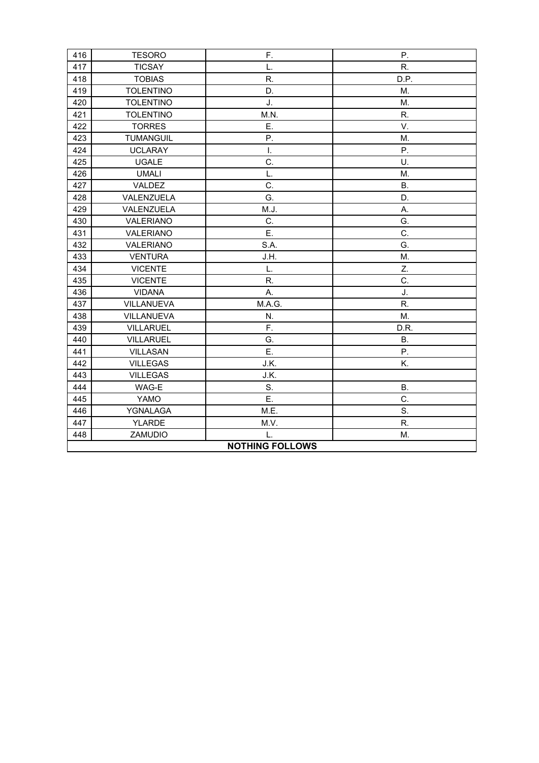| | | | |
|---|---|---|---|
| 416 | TESORO | F. | P. |
| 417 | TICSAY | L. | R. |
| 418 | TOBIAS | R. | D.P. |
| 419 | TOLENTINO | D. | M. |
| 420 | TOLENTINO | J. | M. |
| 421 | TOLENTINO | M.N. | R. |
| 422 | TORRES | E. | V. |
| 423 | TUMANGUIL | P. | M. |
| 424 | UCLARAY | I. | P. |
| 425 | UGALE | C. | U. |
| 426 | UMALI | L. | M. |
| 427 | VALDEZ | C. | B. |
| 428 | VALENZUELA | G. | D. |
| 429 | VALENZUELA | M.J. | A. |
| 430 | VALERIANO | C. | G. |
| 431 | VALERIANO | E. | C. |
| 432 | VALERIANO | S.A. | G. |
| 433 | VENTURA | J.H. | M. |
| 434 | VICENTE | L. | Z. |
| 435 | VICENTE | R. | C. |
| 436 | VIDANA | A. | J. |
| 437 | VILLANUEVA | M.A.G. | R. |
| 438 | VILLANUEVA | N. | M. |
| 439 | VILLARUEL | F. | D.R. |
| 440 | VILLARUEL | G. | B. |
| 441 | VILLASAN | E. | P. |
| 442 | VILLEGAS | J.K. | K. |
| 443 | VILLEGAS | J.K. | |
| 444 | WAG-E | S. | B. |
| 445 | YAMO | E. | C. |
| 446 | YGNALAGA | M.E. | S. |
| 447 | YLARDE | M.V. | R. |
| 448 | ZAMUDIO | L. | M. |
| **NOTHING FOLLOWS** | | | |